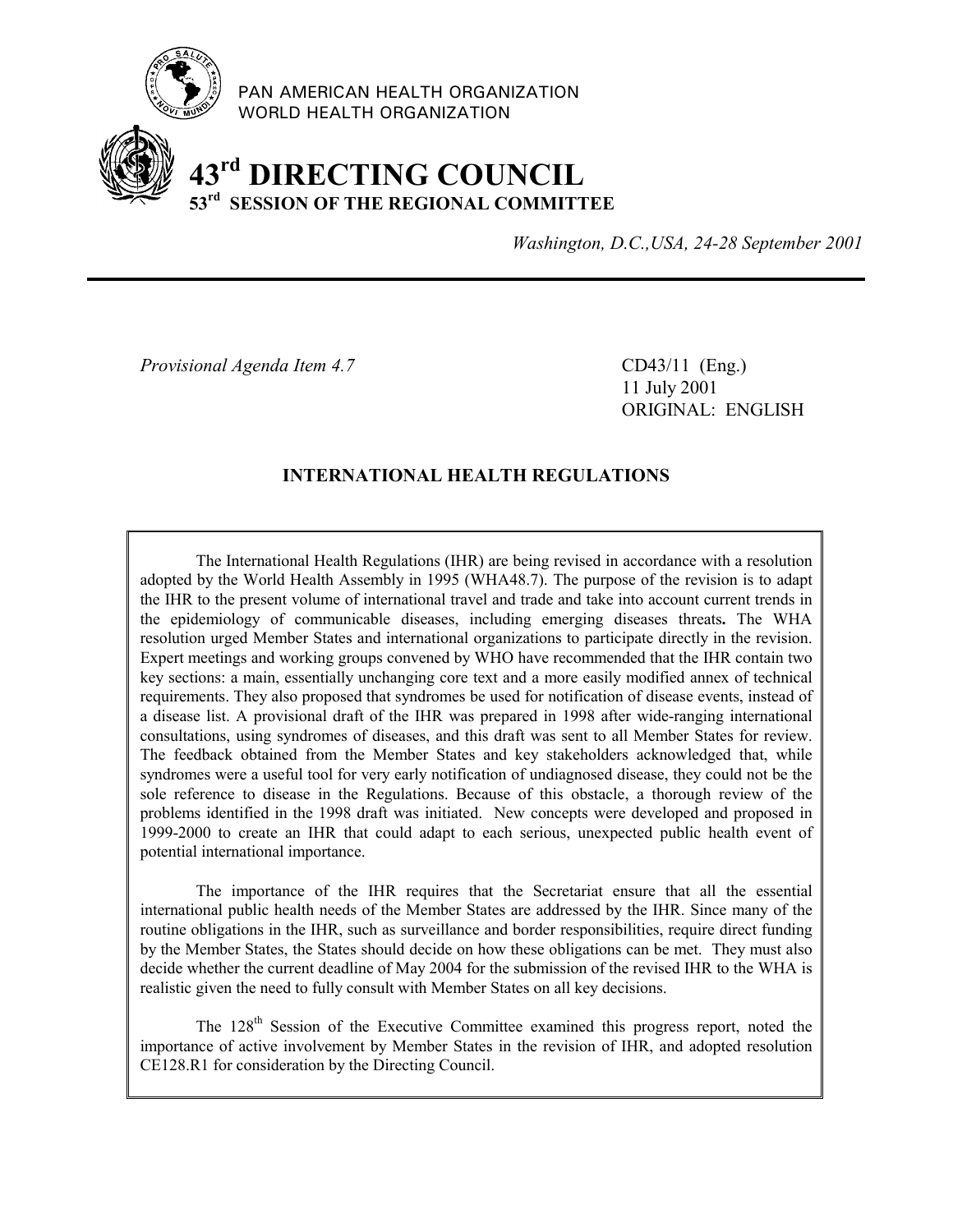PAN AMERICAN HEALTH ORGANIZATION
WORLD HEALTH ORGANIZATION

# 43rd DIRECTING COUNCIL
## 53rd SESSION OF THE REGIONAL COMMITTEE

*Washington, D.C.,USA, 24-28 September 2001*

---

*Provisional Agenda Item 4.7*

CD43/11 (Eng.)
11 July 2001
ORIGINAL: ENGLISH

## INTERNATIONAL HEALTH REGULATIONS

The International Health Regulations (IHR) are being revised in accordance with a resolution adopted by the World Health Assembly in 1995 (WHA48.7). The purpose of the revision is to adapt the IHR to the present volume of international travel and trade and take into account current trends in the epidemiology of communicable diseases, including emerging diseases threats**.** The WHA resolution urged Member States and international organizations to participate directly in the revision. Expert meetings and working groups convened by WHO have recommended that the IHR contain two key sections: a main, essentially unchanging core text and a more easily modified annex of technical requirements. They also proposed that syndromes be used for notification of disease events, instead of a disease list. A provisional draft of the IHR was prepared in 1998 after wide-ranging international consultations, using syndromes of diseases, and this draft was sent to all Member States for review. The feedback obtained from the Member States and key stakeholders acknowledged that, while syndromes were a useful tool for very early notification of undiagnosed disease, they could not be the sole reference to disease in the Regulations. Because of this obstacle, a thorough review of the problems identified in the 1998 draft was initiated. New concepts were developed and proposed in 1999-2000 to create an IHR that could adapt to each serious, unexpected public health event of potential international importance.

The importance of the IHR requires that the Secretariat ensure that all the essential international public health needs of the Member States are addressed by the IHR. Since many of the routine obligations in the IHR, such as surveillance and border responsibilities, require direct funding by the Member States, the States should decide on how these obligations can be met. They must also decide whether the current deadline of May 2004 for the submission of the revised IHR to the WHA is realistic given the need to fully consult with Member States on all key decisions.

The 128th Session of the Executive Committee examined this progress report, noted the importance of active involvement by Member States in the revision of IHR, and adopted resolution CE128.R1 for consideration by the Directing Council.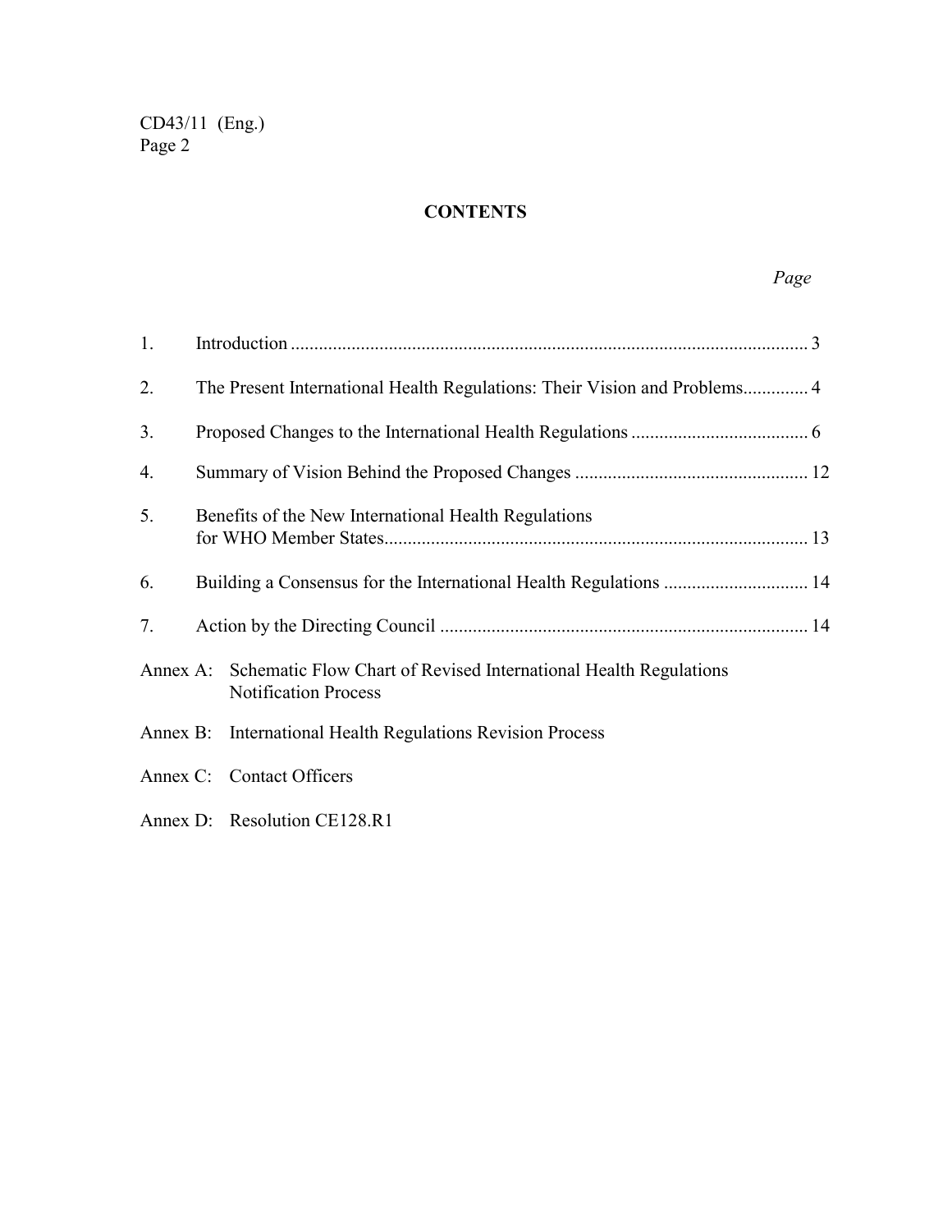## CONTENTS

| | | *Page* |
|---|---|---|
| 1. | Introduction | 3 |
| 2. | The Present International Health Regulations: Their Vision and Problems | 4 |
| 3. | Proposed Changes to the International Health Regulations | 6 |
| 4. | Summary of Vision Behind the Proposed Changes | 12 |
| 5. | Benefits of the New International Health Regulations for WHO Member States | 13 |
| 6. | Building a Consensus for the International Health Regulations | 14 |
| 7. | Action by the Directing Council | 14 |

Annex A: Schematic Flow Chart of Revised International Health Regulations Notification Process

Annex B: International Health Regulations Revision Process

Annex C: Contact Officers

Annex D: Resolution CE128.R1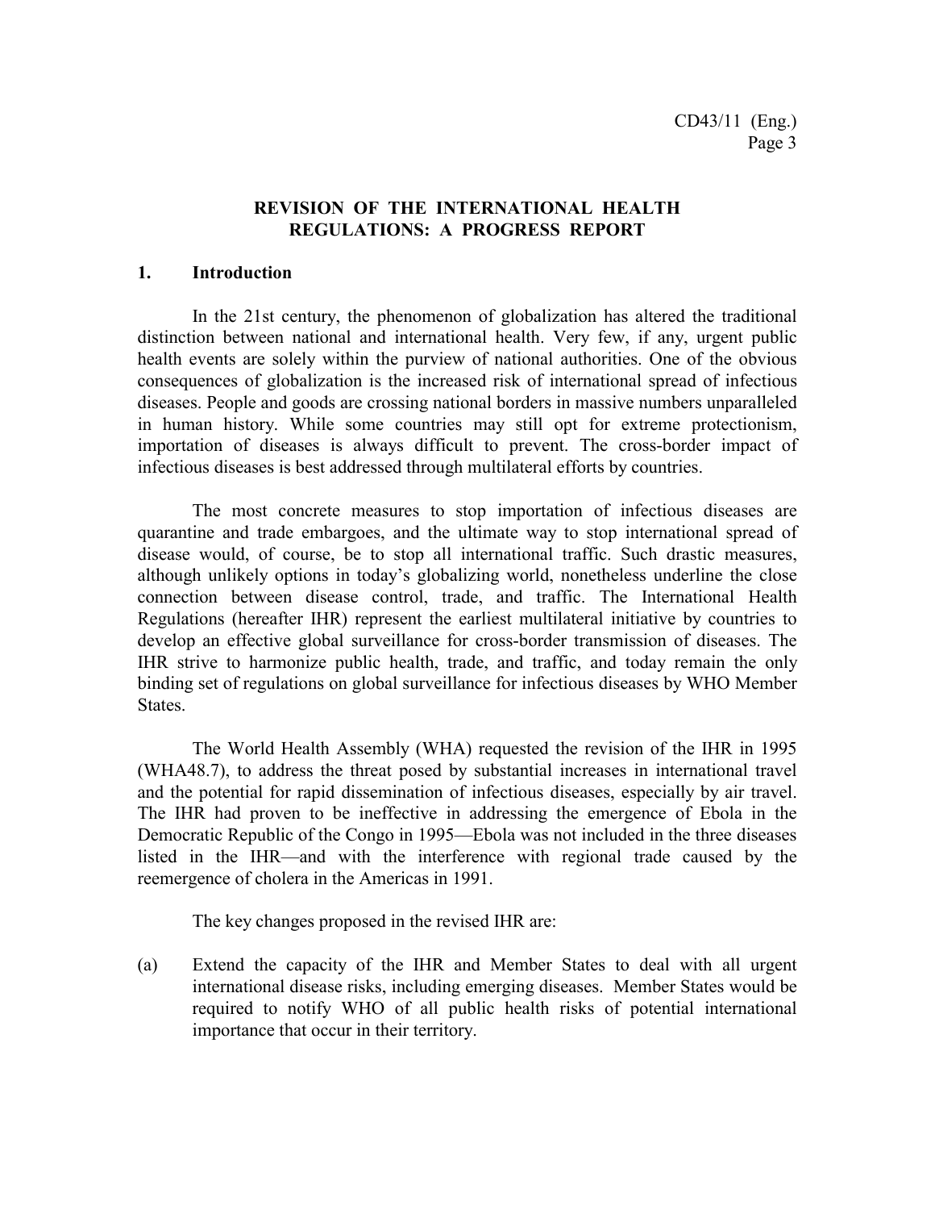# REVISION OF THE INTERNATIONAL HEALTH REGULATIONS: A PROGRESS REPORT

## 1. Introduction

In the 21st century, the phenomenon of globalization has altered the traditional distinction between national and international health. Very few, if any, urgent public health events are solely within the purview of national authorities. One of the obvious consequences of globalization is the increased risk of international spread of infectious diseases. People and goods are crossing national borders in massive numbers unparalleled in human history. While some countries may still opt for extreme protectionism, importation of diseases is always difficult to prevent. The cross-border impact of infectious diseases is best addressed through multilateral efforts by countries.

The most concrete measures to stop importation of infectious diseases are quarantine and trade embargoes, and the ultimate way to stop international spread of disease would, of course, be to stop all international traffic. Such drastic measures, although unlikely options in today's globalizing world, nonetheless underline the close connection between disease control, trade, and traffic. The International Health Regulations (hereafter IHR) represent the earliest multilateral initiative by countries to develop an effective global surveillance for cross-border transmission of diseases. The IHR strive to harmonize public health, trade, and traffic, and today remain the only binding set of regulations on global surveillance for infectious diseases by WHO Member States.

The World Health Assembly (WHA) requested the revision of the IHR in 1995 (WHA48.7), to address the threat posed by substantial increases in international travel and the potential for rapid dissemination of infectious diseases, especially by air travel. The IHR had proven to be ineffective in addressing the emergence of Ebola in the Democratic Republic of the Congo in 1995—Ebola was not included in the three diseases listed in the IHR—and with the interference with regional trade caused by the reemergence of cholera in the Americas in 1991.

The key changes proposed in the revised IHR are:

(a) Extend the capacity of the IHR and Member States to deal with all urgent international disease risks, including emerging diseases. Member States would be required to notify WHO of all public health risks of potential international importance that occur in their territory.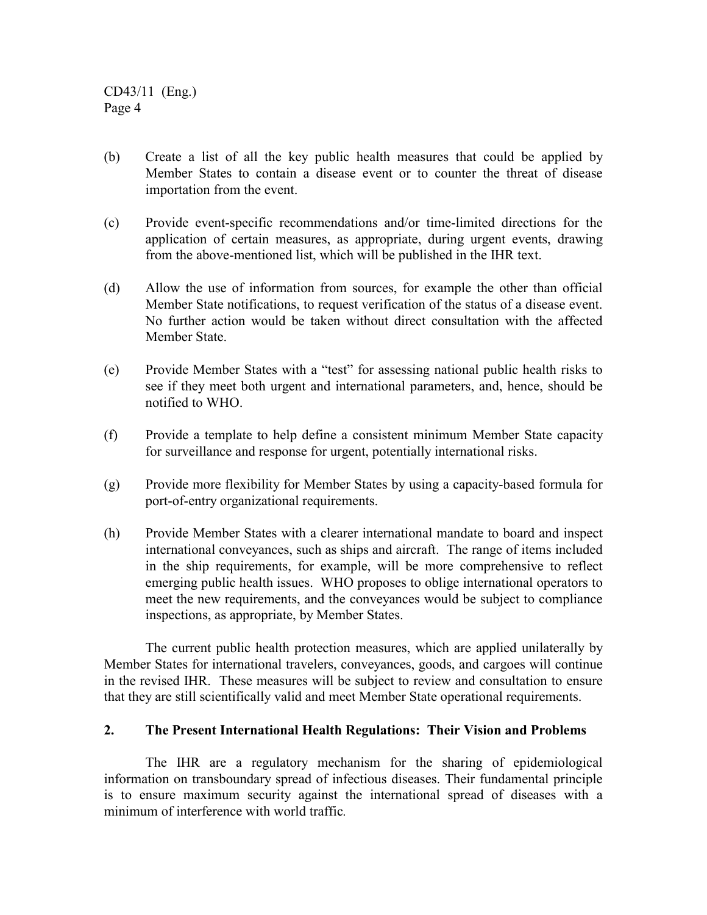(b) Create a list of all the key public health measures that could be applied by Member States to contain a disease event or to counter the threat of disease importation from the event.

(c) Provide event-specific recommendations and/or time-limited directions for the application of certain measures, as appropriate, during urgent events, drawing from the above-mentioned list, which will be published in the IHR text.

(d) Allow the use of information from sources, for example the other than official Member State notifications, to request verification of the status of a disease event. No further action would be taken without direct consultation with the affected Member State.

(e) Provide Member States with a "test" for assessing national public health risks to see if they meet both urgent and international parameters, and, hence, should be notified to WHO.

(f) Provide a template to help define a consistent minimum Member State capacity for surveillance and response for urgent, potentially international risks.

(g) Provide more flexibility for Member States by using a capacity-based formula for port-of-entry organizational requirements.

(h) Provide Member States with a clearer international mandate to board and inspect international conveyances, such as ships and aircraft. The range of items included in the ship requirements, for example, will be more comprehensive to reflect emerging public health issues. WHO proposes to oblige international operators to meet the new requirements, and the conveyances would be subject to compliance inspections, as appropriate, by Member States.

The current public health protection measures, which are applied unilaterally by Member States for international travelers, conveyances, goods, and cargoes will continue in the revised IHR. These measures will be subject to review and consultation to ensure that they are still scientifically valid and meet Member State operational requirements.

## 2. The Present International Health Regulations: Their Vision and Problems

The IHR are a regulatory mechanism for the sharing of epidemiological information on transboundary spread of infectious diseases. Their fundamental principle is to ensure maximum security against the international spread of diseases with a minimum of interference with world traffic.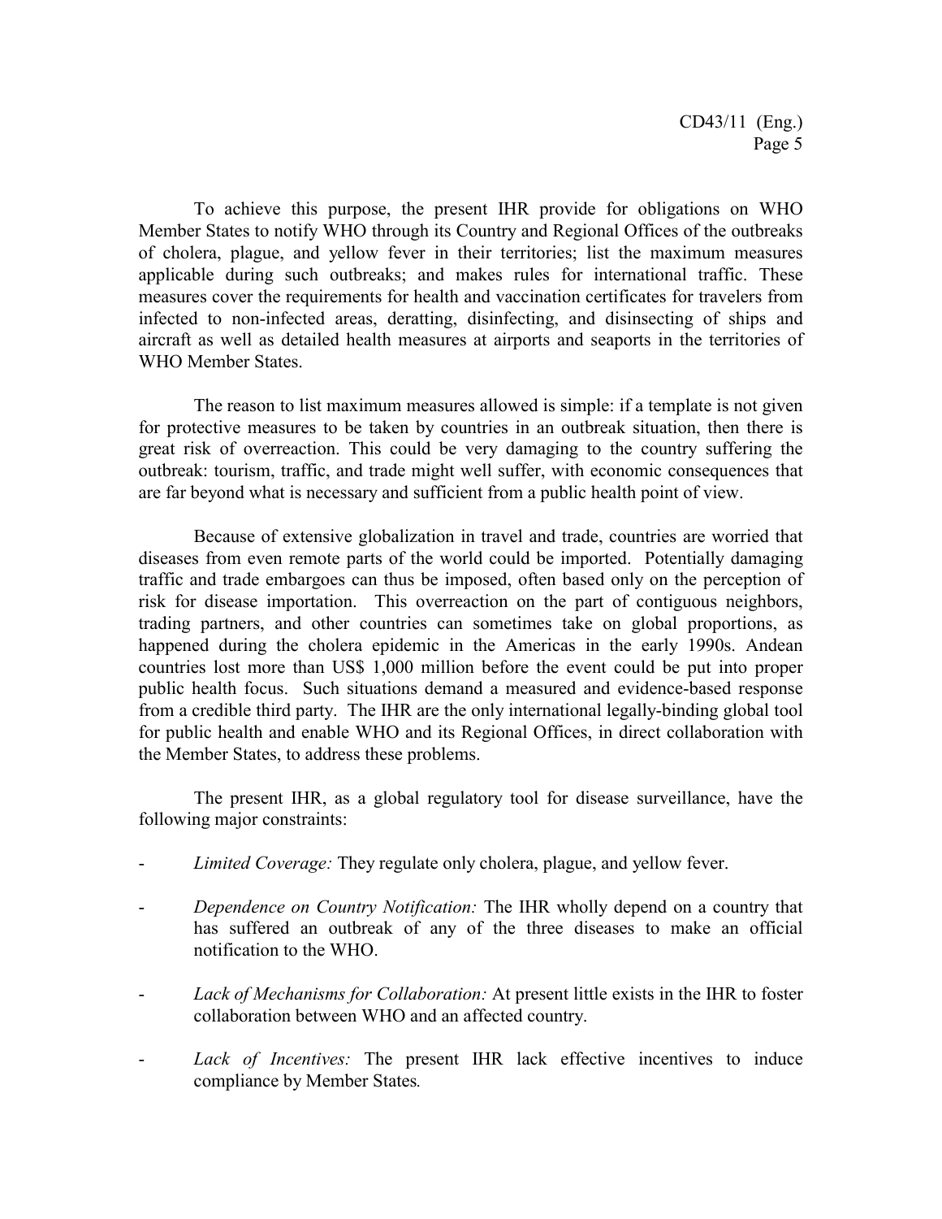To achieve this purpose, the present IHR provide for obligations on WHO Member States to notify WHO through its Country and Regional Offices of the outbreaks of cholera, plague, and yellow fever in their territories; list the maximum measures applicable during such outbreaks; and makes rules for international traffic. These measures cover the requirements for health and vaccination certificates for travelers from infected to non-infected areas, deratting, disinfecting, and disinsecting of ships and aircraft as well as detailed health measures at airports and seaports in the territories of WHO Member States.

The reason to list maximum measures allowed is simple: if a template is not given for protective measures to be taken by countries in an outbreak situation, then there is great risk of overreaction. This could be very damaging to the country suffering the outbreak: tourism, traffic, and trade might well suffer, with economic consequences that are far beyond what is necessary and sufficient from a public health point of view.

Because of extensive globalization in travel and trade, countries are worried that diseases from even remote parts of the world could be imported. Potentially damaging traffic and trade embargoes can thus be imposed, often based only on the perception of risk for disease importation. This overreaction on the part of contiguous neighbors, trading partners, and other countries can sometimes take on global proportions, as happened during the cholera epidemic in the Americas in the early 1990s. Andean countries lost more than US$ 1,000 million before the event could be put into proper public health focus. Such situations demand a measured and evidence-based response from a credible third party. The IHR are the only international legally-binding global tool for public health and enable WHO and its Regional Offices, in direct collaboration with the Member States, to address these problems.

The present IHR, as a global regulatory tool for disease surveillance, have the following major constraints:

- *Limited Coverage:* They regulate only cholera, plague, and yellow fever.
- *Dependence on Country Notification:* The IHR wholly depend on a country that has suffered an outbreak of any of the three diseases to make an official notification to the WHO.
- *Lack of Mechanisms for Collaboration:* At present little exists in the IHR to foster collaboration between WHO and an affected country.
- *Lack of Incentives:* The present IHR lack effective incentives to induce compliance by Member States.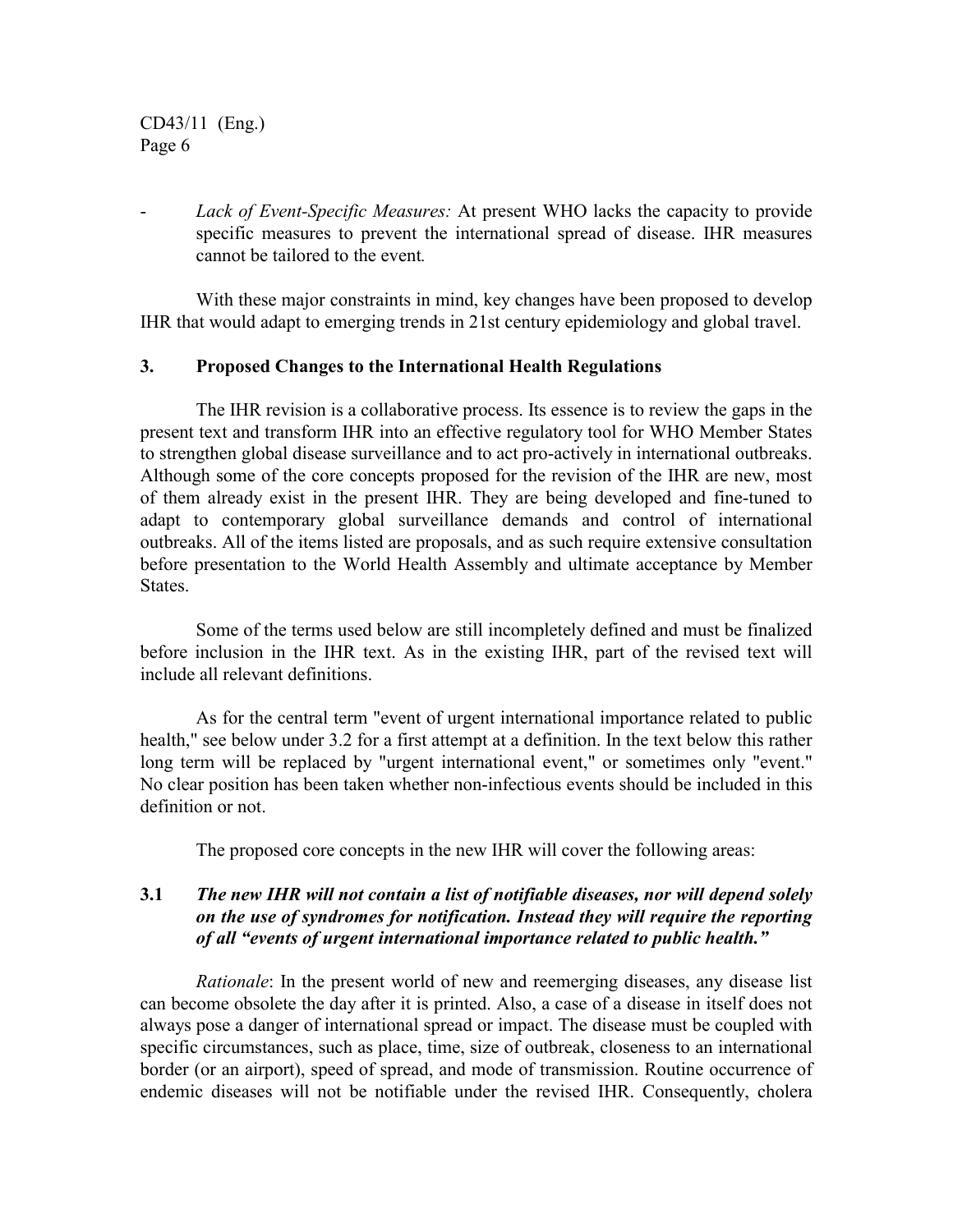- *Lack of Event-Specific Measures:* At present WHO lacks the capacity to provide specific measures to prevent the international spread of disease. IHR measures cannot be tailored to the event*.*

With these major constraints in mind, key changes have been proposed to develop IHR that would adapt to emerging trends in 21st century epidemiology and global travel.

## 3. Proposed Changes to the International Health Regulations

The IHR revision is a collaborative process. Its essence is to review the gaps in the present text and transform IHR into an effective regulatory tool for WHO Member States to strengthen global disease surveillance and to act pro-actively in international outbreaks. Although some of the core concepts proposed for the revision of the IHR are new, most of them already exist in the present IHR. They are being developed and fine-tuned to adapt to contemporary global surveillance demands and control of international outbreaks. All of the items listed are proposals, and as such require extensive consultation before presentation to the World Health Assembly and ultimate acceptance by Member States.

Some of the terms used below are still incompletely defined and must be finalized before inclusion in the IHR text. As in the existing IHR, part of the revised text will include all relevant definitions.

As for the central term "event of urgent international importance related to public health," see below under 3.2 for a first attempt at a definition. In the text below this rather long term will be replaced by "urgent international event," or sometimes only "event." No clear position has been taken whether non-infectious events should be included in this definition or not.

The proposed core concepts in the new IHR will cover the following areas:

### 3.1 *The new IHR will not contain a list of notifiable diseases, nor will depend solely on the use of syndromes for notification. Instead they will require the reporting of all "events of urgent international importance related to public health."*

*Rationale*: In the present world of new and reemerging diseases, any disease list can become obsolete the day after it is printed. Also, a case of a disease in itself does not always pose a danger of international spread or impact. The disease must be coupled with specific circumstances, such as place, time, size of outbreak, closeness to an international border (or an airport), speed of spread, and mode of transmission. Routine occurrence of endemic diseases will not be notifiable under the revised IHR. Consequently, cholera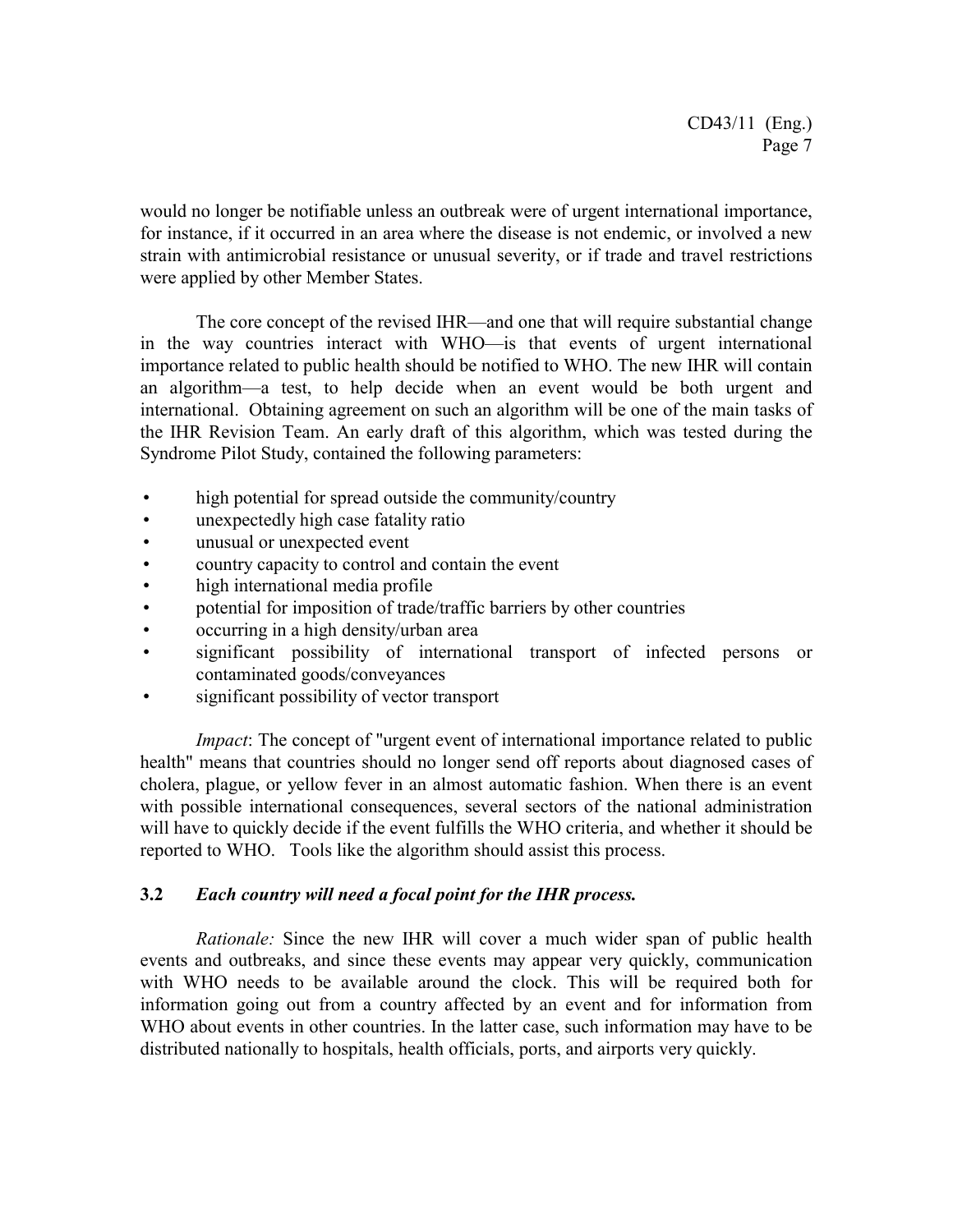would no longer be notifiable unless an outbreak were of urgent international importance, for instance, if it occurred in an area where the disease is not endemic, or involved a new strain with antimicrobial resistance or unusual severity, or if trade and travel restrictions were applied by other Member States.

The core concept of the revised IHR—and one that will require substantial change in the way countries interact with WHO—is that events of urgent international importance related to public health should be notified to WHO. The new IHR will contain an algorithm—a test, to help decide when an event would be both urgent and international. Obtaining agreement on such an algorithm will be one of the main tasks of the IHR Revision Team. An early draft of this algorithm, which was tested during the Syndrome Pilot Study, contained the following parameters:

- high potential for spread outside the community/country
- unexpectedly high case fatality ratio
- unusual or unexpected event
- country capacity to control and contain the event
- high international media profile
- potential for imposition of trade/traffic barriers by other countries
- occurring in a high density/urban area
- significant possibility of international transport of infected persons or contaminated goods/conveyances
- significant possibility of vector transport

*Impact*: The concept of "urgent event of international importance related to public health" means that countries should no longer send off reports about diagnosed cases of cholera, plague, or yellow fever in an almost automatic fashion. When there is an event with possible international consequences, several sectors of the national administration will have to quickly decide if the event fulfills the WHO criteria, and whether it should be reported to WHO. Tools like the algorithm should assist this process.

### 3.2 *Each country will need a focal point for the IHR process.*

*Rationale:* Since the new IHR will cover a much wider span of public health events and outbreaks, and since these events may appear very quickly, communication with WHO needs to be available around the clock. This will be required both for information going out from a country affected by an event and for information from WHO about events in other countries. In the latter case, such information may have to be distributed nationally to hospitals, health officials, ports, and airports very quickly.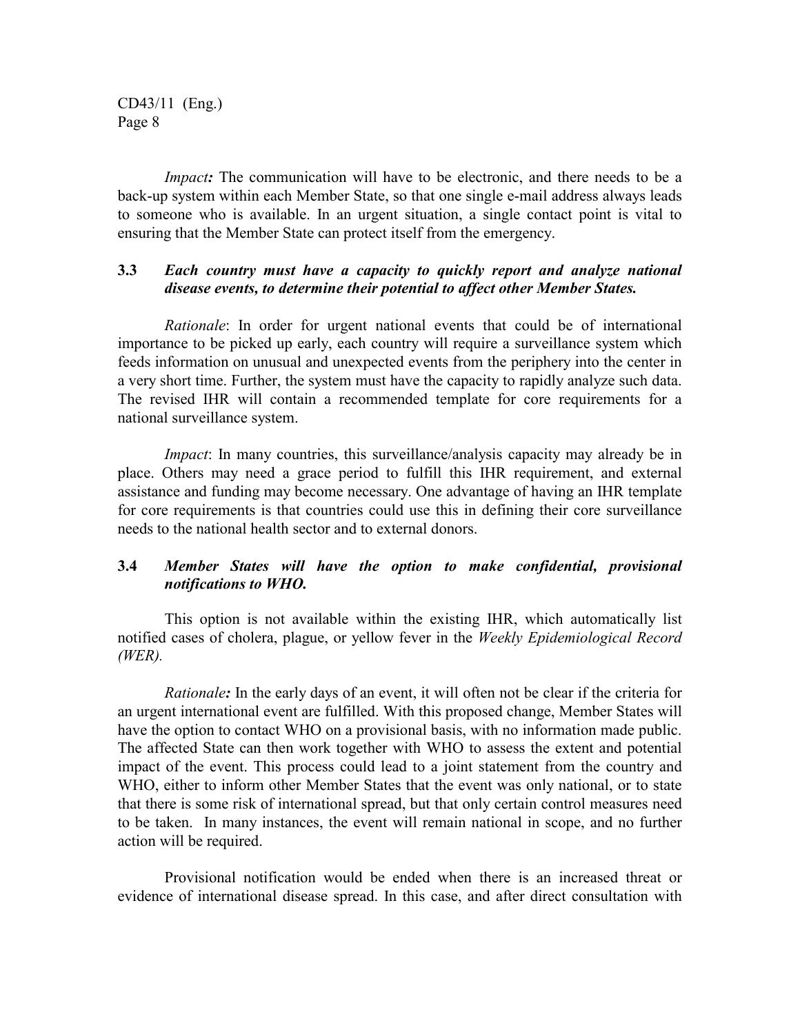*Impact:* The communication will have to be electronic, and there needs to be a back-up system within each Member State, so that one single e-mail address always leads to someone who is available. In an urgent situation, a single contact point is vital to ensuring that the Member State can protect itself from the emergency.

### 3.3 *Each country must have a capacity to quickly report and analyze national disease events, to determine their potential to affect other Member States.*

*Rationale*: In order for urgent national events that could be of international importance to be picked up early, each country will require a surveillance system which feeds information on unusual and unexpected events from the periphery into the center in a very short time. Further, the system must have the capacity to rapidly analyze such data. The revised IHR will contain a recommended template for core requirements for a national surveillance system.

*Impact*: In many countries, this surveillance/analysis capacity may already be in place. Others may need a grace period to fulfill this IHR requirement, and external assistance and funding may become necessary. One advantage of having an IHR template for core requirements is that countries could use this in defining their core surveillance needs to the national health sector and to external donors.

### 3.4 *Member States will have the option to make confidential, provisional notifications to WHO.*

This option is not available within the existing IHR, which automatically list notified cases of cholera, plague, or yellow fever in the *Weekly Epidemiological Record (WER).*

*Rationale:* In the early days of an event, it will often not be clear if the criteria for an urgent international event are fulfilled. With this proposed change, Member States will have the option to contact WHO on a provisional basis, with no information made public. The affected State can then work together with WHO to assess the extent and potential impact of the event. This process could lead to a joint statement from the country and WHO, either to inform other Member States that the event was only national, or to state that there is some risk of international spread, but that only certain control measures need to be taken. In many instances, the event will remain national in scope, and no further action will be required.

Provisional notification would be ended when there is an increased threat or evidence of international disease spread. In this case, and after direct consultation with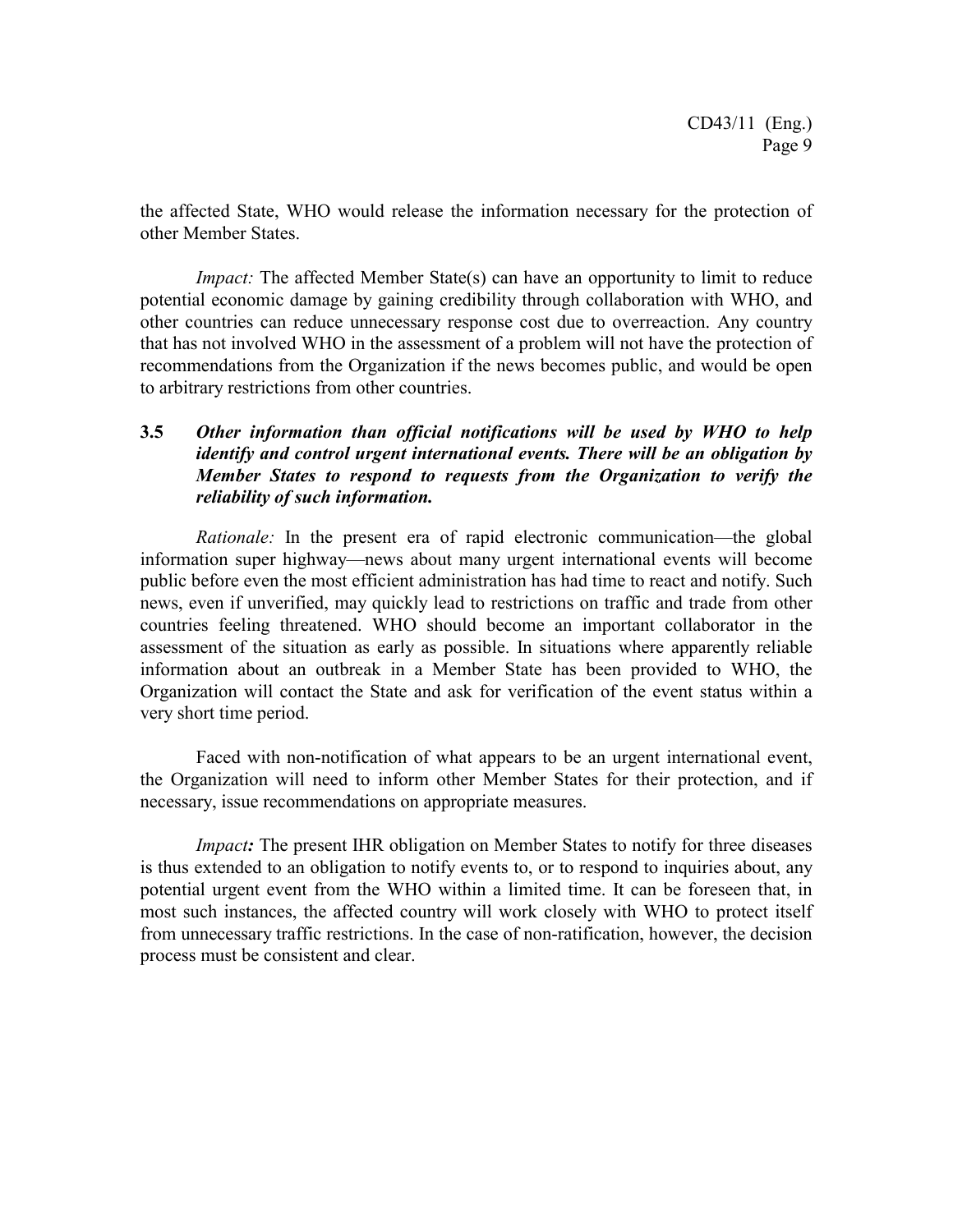the affected State, WHO would release the information necessary for the protection of other Member States.

*Impact:* The affected Member State(s) can have an opportunity to limit to reduce potential economic damage by gaining credibility through collaboration with WHO, and other countries can reduce unnecessary response cost due to overreaction. Any country that has not involved WHO in the assessment of a problem will not have the protection of recommendations from the Organization if the news becomes public, and would be open to arbitrary restrictions from other countries.

**3.5** ***Other information than official notifications will be used by WHO to help identify and control urgent international events. There will be an obligation by Member States to respond to requests from the Organization to verify the reliability of such information.***

*Rationale:* In the present era of rapid electronic communication—the global information super highway—news about many urgent international events will become public before even the most efficient administration has had time to react and notify. Such news, even if unverified, may quickly lead to restrictions on traffic and trade from other countries feeling threatened. WHO should become an important collaborator in the assessment of the situation as early as possible. In situations where apparently reliable information about an outbreak in a Member State has been provided to WHO, the Organization will contact the State and ask for verification of the event status within a very short time period.

Faced with non-notification of what appears to be an urgent international event, the Organization will need to inform other Member States for their protection, and if necessary, issue recommendations on appropriate measures.

*Impact:* The present IHR obligation on Member States to notify for three diseases is thus extended to an obligation to notify events to, or to respond to inquiries about, any potential urgent event from the WHO within a limited time. It can be foreseen that, in most such instances, the affected country will work closely with WHO to protect itself from unnecessary traffic restrictions. In the case of non-ratification, however, the decision process must be consistent and clear.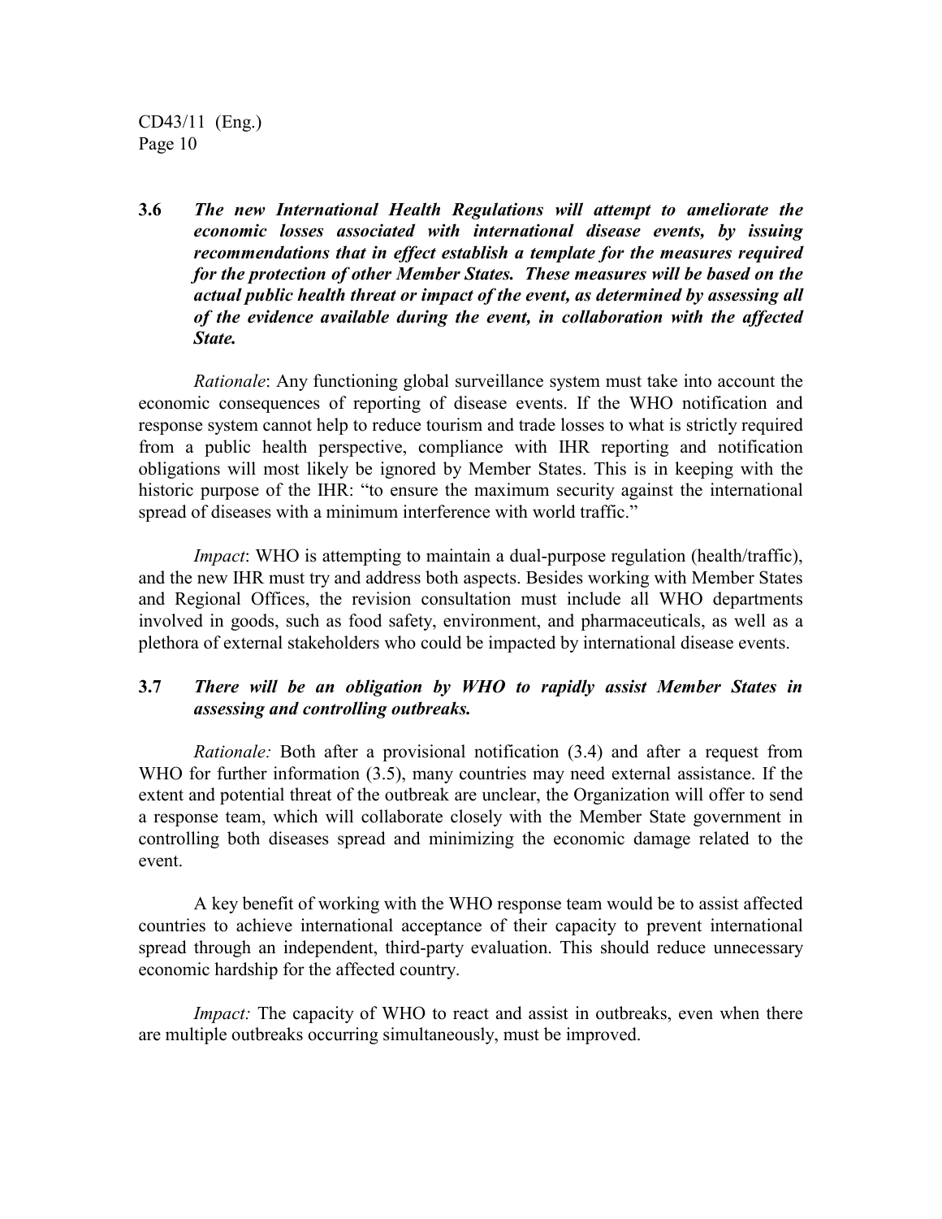**3.6** ***The new International Health Regulations will attempt to ameliorate the economic losses associated with international disease events, by issuing recommendations that in effect establish a template for the measures required for the protection of other Member States. These measures will be based on the actual public health threat or impact of the event, as determined by assessing all of the evidence available during the event, in collaboration with the affected State.***

*Rationale*: Any functioning global surveillance system must take into account the economic consequences of reporting of disease events. If the WHO notification and response system cannot help to reduce tourism and trade losses to what is strictly required from a public health perspective, compliance with IHR reporting and notification obligations will most likely be ignored by Member States. This is in keeping with the historic purpose of the IHR: "to ensure the maximum security against the international spread of diseases with a minimum interference with world traffic."

*Impact*: WHO is attempting to maintain a dual-purpose regulation (health/traffic), and the new IHR must try and address both aspects. Besides working with Member States and Regional Offices, the revision consultation must include all WHO departments involved in goods, such as food safety, environment, and pharmaceuticals, as well as a plethora of external stakeholders who could be impacted by international disease events.

**3.7** ***There will be an obligation by WHO to rapidly assist Member States in assessing and controlling outbreaks.***

*Rationale:* Both after a provisional notification (3.4) and after a request from WHO for further information (3.5), many countries may need external assistance. If the extent and potential threat of the outbreak are unclear, the Organization will offer to send a response team, which will collaborate closely with the Member State government in controlling both diseases spread and minimizing the economic damage related to the event.

A key benefit of working with the WHO response team would be to assist affected countries to achieve international acceptance of their capacity to prevent international spread through an independent, third-party evaluation. This should reduce unnecessary economic hardship for the affected country.

*Impact:* The capacity of WHO to react and assist in outbreaks, even when there are multiple outbreaks occurring simultaneously, must be improved.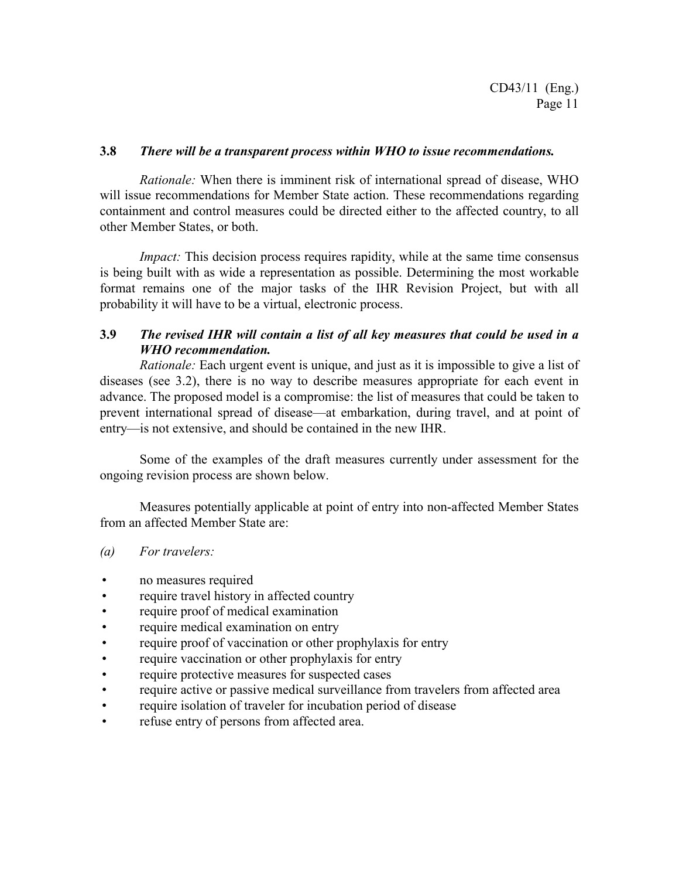**3.8** ***There will be a transparent process within WHO to issue recommendations.***

*Rationale:* When there is imminent risk of international spread of disease, WHO will issue recommendations for Member State action. These recommendations regarding containment and control measures could be directed either to the affected country, to all other Member States, or both.

*Impact:* This decision process requires rapidity, while at the same time consensus is being built with as wide a representation as possible. Determining the most workable format remains one of the major tasks of the IHR Revision Project, but with all probability it will have to be a virtual, electronic process.

**3.9** ***The revised IHR will contain a list of all key measures that could be used in a WHO recommendation.***

*Rationale:* Each urgent event is unique, and just as it is impossible to give a list of diseases (see 3.2), there is no way to describe measures appropriate for each event in advance. The proposed model is a compromise: the list of measures that could be taken to prevent international spread of disease—at embarkation, during travel, and at point of entry—is not extensive, and should be contained in the new IHR.

Some of the examples of the draft measures currently under assessment for the ongoing revision process are shown below.

Measures potentially applicable at point of entry into non-affected Member States from an affected Member State are:

*(a)* *For travelers:*

- no measures required
- require travel history in affected country
- require proof of medical examination
- require medical examination on entry
- require proof of vaccination or other prophylaxis for entry
- require vaccination or other prophylaxis for entry
- require protective measures for suspected cases
- require active or passive medical surveillance from travelers from affected area
- require isolation of traveler for incubation period of disease
- refuse entry of persons from affected area.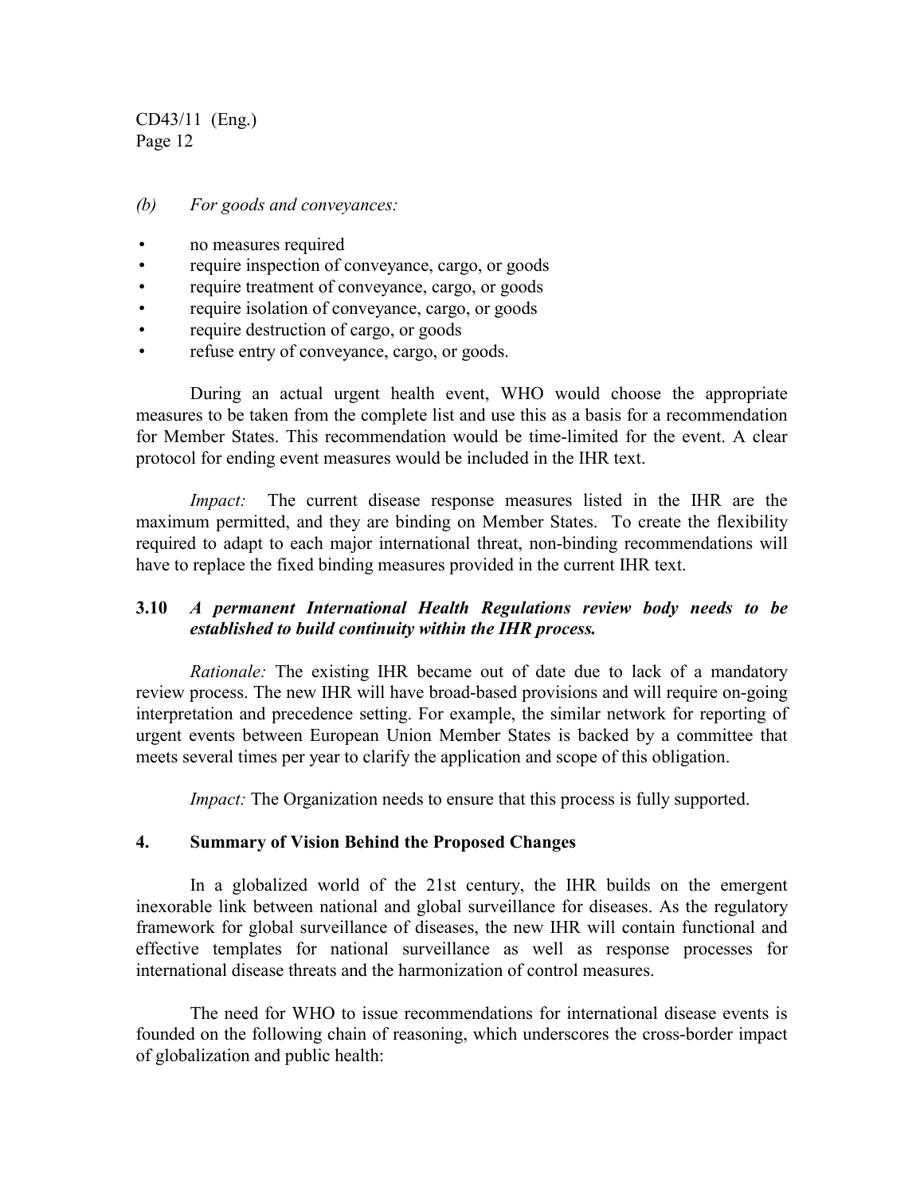*(b) For goods and conveyances:*

- no measures required
- require inspection of conveyance, cargo, or goods
- require treatment of conveyance, cargo, or goods
- require isolation of conveyance, cargo, or goods
- require destruction of cargo, or goods
- refuse entry of conveyance, cargo, or goods.

During an actual urgent health event, WHO would choose the appropriate measures to be taken from the complete list and use this as a basis for a recommendation for Member States. This recommendation would be time-limited for the event. A clear protocol for ending event measures would be included in the IHR text.

*Impact:* The current disease response measures listed in the IHR are the maximum permitted, and they are binding on Member States. To create the flexibility required to adapt to each major international threat, non-binding recommendations will have to replace the fixed binding measures provided in the current IHR text.

### 3.10 *A permanent International Health Regulations review body needs to be established to build continuity within the IHR process.*

*Rationale:* The existing IHR became out of date due to lack of a mandatory review process. The new IHR will have broad-based provisions and will require on-going interpretation and precedence setting. For example, the similar network for reporting of urgent events between European Union Member States is backed by a committee that meets several times per year to clarify the application and scope of this obligation.

*Impact:* The Organization needs to ensure that this process is fully supported.

## 4. Summary of Vision Behind the Proposed Changes

In a globalized world of the 21st century, the IHR builds on the emergent inexorable link between national and global surveillance for diseases. As the regulatory framework for global surveillance of diseases, the new IHR will contain functional and effective templates for national surveillance as well as response processes for international disease threats and the harmonization of control measures.

The need for WHO to issue recommendations for international disease events is founded on the following chain of reasoning, which underscores the cross-border impact of globalization and public health: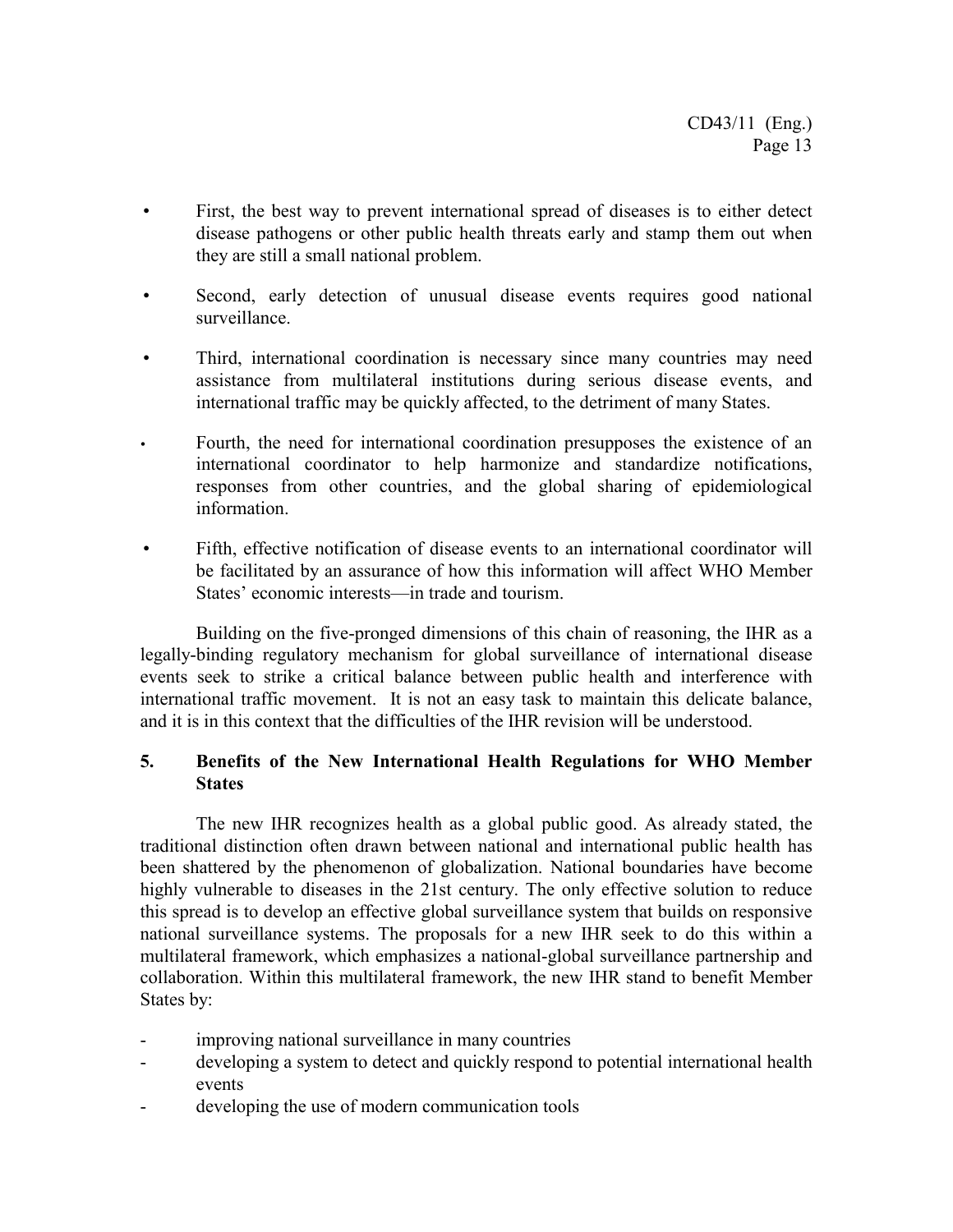- First, the best way to prevent international spread of diseases is to either detect disease pathogens or other public health threats early and stamp them out when they are still a small national problem.
- Second, early detection of unusual disease events requires good national surveillance.
- Third, international coordination is necessary since many countries may need assistance from multilateral institutions during serious disease events, and international traffic may be quickly affected, to the detriment of many States.
- Fourth, the need for international coordination presupposes the existence of an international coordinator to help harmonize and standardize notifications, responses from other countries, and the global sharing of epidemiological information.
- Fifth, effective notification of disease events to an international coordinator will be facilitated by an assurance of how this information will affect WHO Member States' economic interests—in trade and tourism.

Building on the five-pronged dimensions of this chain of reasoning, the IHR as a legally-binding regulatory mechanism for global surveillance of international disease events seek to strike a critical balance between public health and interference with international traffic movement. It is not an easy task to maintain this delicate balance, and it is in this context that the difficulties of the IHR revision will be understood.

## 5. Benefits of the New International Health Regulations for WHO Member States

The new IHR recognizes health as a global public good. As already stated, the traditional distinction often drawn between national and international public health has been shattered by the phenomenon of globalization. National boundaries have become highly vulnerable to diseases in the 21st century. The only effective solution to reduce this spread is to develop an effective global surveillance system that builds on responsive national surveillance systems. The proposals for a new IHR seek to do this within a multilateral framework, which emphasizes a national-global surveillance partnership and collaboration. Within this multilateral framework, the new IHR stand to benefit Member States by:

- improving national surveillance in many countries
- developing a system to detect and quickly respond to potential international health events
- developing the use of modern communication tools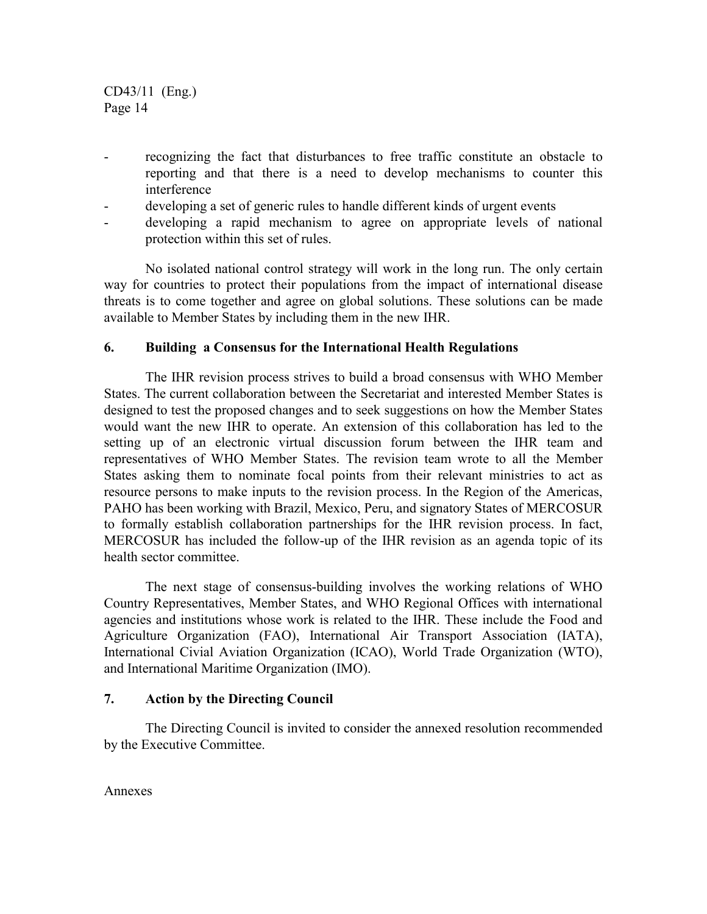- recognizing the fact that disturbances to free traffic constitute an obstacle to reporting and that there is a need to develop mechanisms to counter this interference
- developing a set of generic rules to handle different kinds of urgent events
- developing a rapid mechanism to agree on appropriate levels of national protection within this set of rules.

No isolated national control strategy will work in the long run. The only certain way for countries to protect their populations from the impact of international disease threats is to come together and agree on global solutions. These solutions can be made available to Member States by including them in the new IHR.

## 6. Building a Consensus for the International Health Regulations

The IHR revision process strives to build a broad consensus with WHO Member States. The current collaboration between the Secretariat and interested Member States is designed to test the proposed changes and to seek suggestions on how the Member States would want the new IHR to operate. An extension of this collaboration has led to the setting up of an electronic virtual discussion forum between the IHR team and representatives of WHO Member States. The revision team wrote to all the Member States asking them to nominate focal points from their relevant ministries to act as resource persons to make inputs to the revision process. In the Region of the Americas, PAHO has been working with Brazil, Mexico, Peru, and signatory States of MERCOSUR to formally establish collaboration partnerships for the IHR revision process. In fact, MERCOSUR has included the follow-up of the IHR revision as an agenda topic of its health sector committee.

The next stage of consensus-building involves the working relations of WHO Country Representatives, Member States, and WHO Regional Offices with international agencies and institutions whose work is related to the IHR. These include the Food and Agriculture Organization (FAO), International Air Transport Association (IATA), International Civial Aviation Organization (ICAO), World Trade Organization (WTO), and International Maritime Organization (IMO).

## 7. Action by the Directing Council

The Directing Council is invited to consider the annexed resolution recommended by the Executive Committee.

Annexes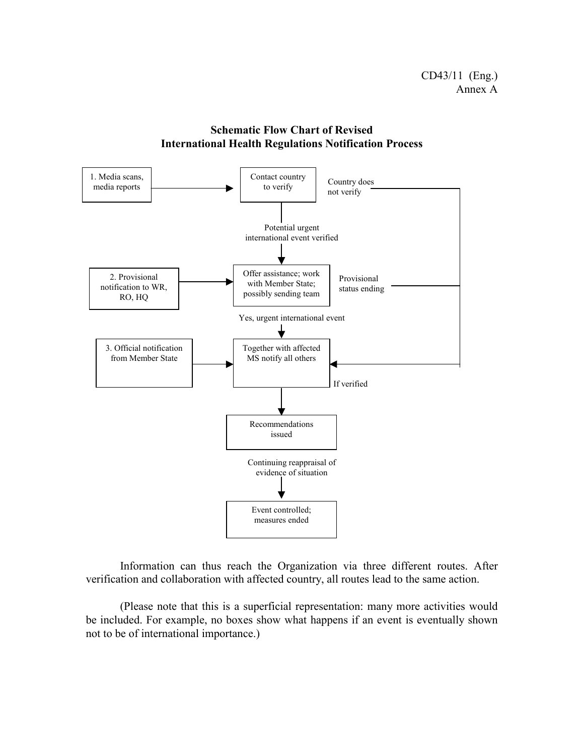CD43/11 (Eng.)
Annex A

## Schematic Flow Chart of Revised International Health Regulations Notification Process

1. Media scans, media reports → Contact country to verify

Contact country to verify → Country does not verify

Contact country to verify → Potential urgent international event verified → Offer assistance; work with Member State; possibly sending team

2. Provisional notification to WR, RO, HQ → Offer assistance; work with Member State; possibly sending team

Offer assistance; work with Member State; possibly sending team → Provisional status ending

Offer assistance; work with Member State; possibly sending team → Yes, urgent international event → Together with affected MS notify all others

3. Official notification from Member State → Together with affected MS notify all others

Country does not verify / Provisional status ending → If verified → Together with affected MS notify all others

Together with affected MS notify all others → Recommendations issued

Recommendations issued → Continuing reappraisal of evidence of situation → Event controlled; measures ended

Information can thus reach the Organization via three different routes. After verification and collaboration with affected country, all routes lead to the same action.

(Please note that this is a superficial representation: many more activities would be included. For example, no boxes show what happens if an event is eventually shown not to be of international importance.)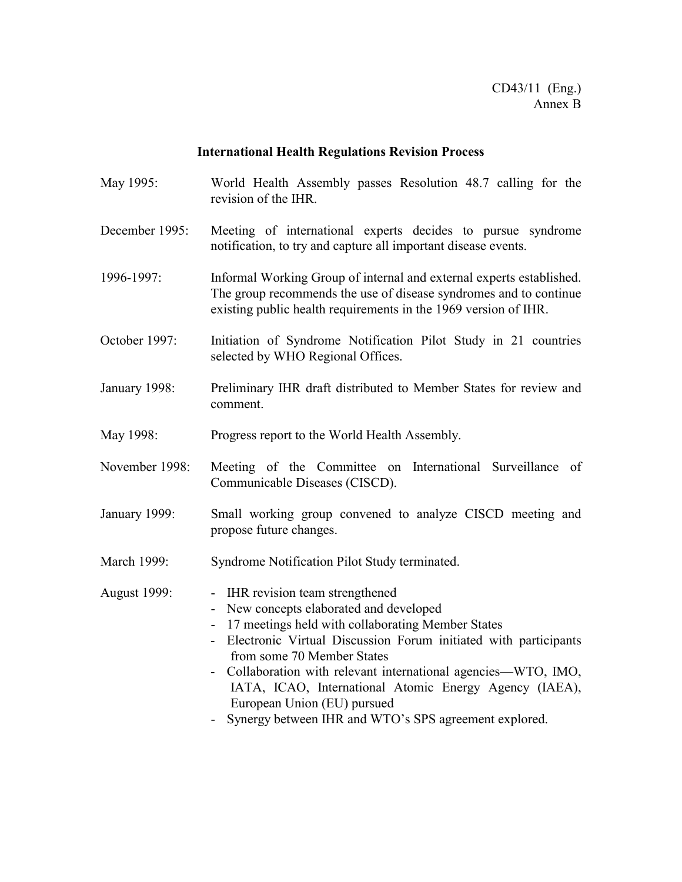CD43/11 (Eng.)
Annex B

## International Health Regulations Revision Process

May 1995: World Health Assembly passes Resolution 48.7 calling for the revision of the IHR.

December 1995: Meeting of international experts decides to pursue syndrome notification, to try and capture all important disease events.

1996-1997: Informal Working Group of internal and external experts established. The group recommends the use of disease syndromes and to continue existing public health requirements in the 1969 version of IHR.

October 1997: Initiation of Syndrome Notification Pilot Study in 21 countries selected by WHO Regional Offices.

January 1998: Preliminary IHR draft distributed to Member States for review and comment.

May 1998: Progress report to the World Health Assembly.

November 1998: Meeting of the Committee on International Surveillance of Communicable Diseases (CISCD).

January 1999: Small working group convened to analyze CISCD meeting and propose future changes.

March 1999: Syndrome Notification Pilot Study terminated.

August 1999:

- IHR revision team strengthened
- New concepts elaborated and developed
- 17 meetings held with collaborating Member States
- Electronic Virtual Discussion Forum initiated with participants from some 70 Member States
- Collaboration with relevant international agencies—WTO, IMO, IATA, ICAO, International Atomic Energy Agency (IAEA), European Union (EU) pursued
- Synergy between IHR and WTO's SPS agreement explored.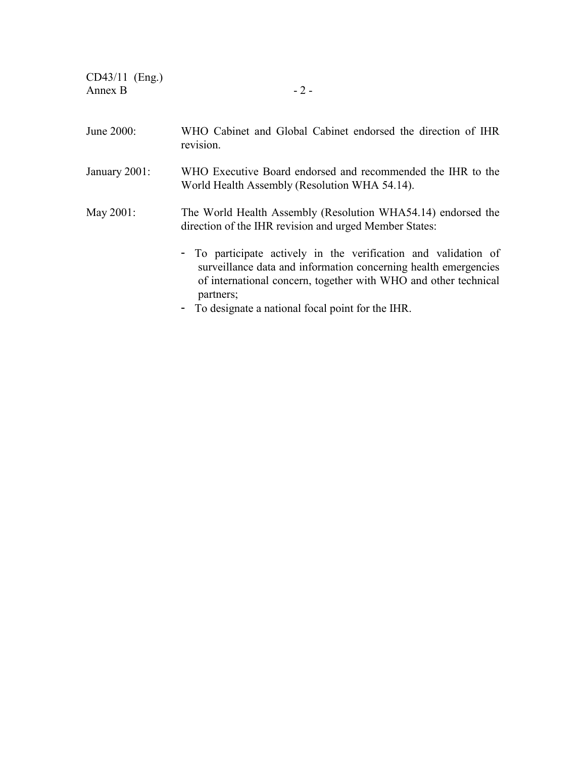June 2000: WHO Cabinet and Global Cabinet endorsed the direction of IHR revision.

January 2001: WHO Executive Board endorsed and recommended the IHR to the World Health Assembly (Resolution WHA 54.14).

May 2001: The World Health Assembly (Resolution WHA54.14) endorsed the direction of the IHR revision and urged Member States:

- To participate actively in the verification and validation of surveillance data and information concerning health emergencies of international concern, together with WHO and other technical partners;
- To designate a national focal point for the IHR.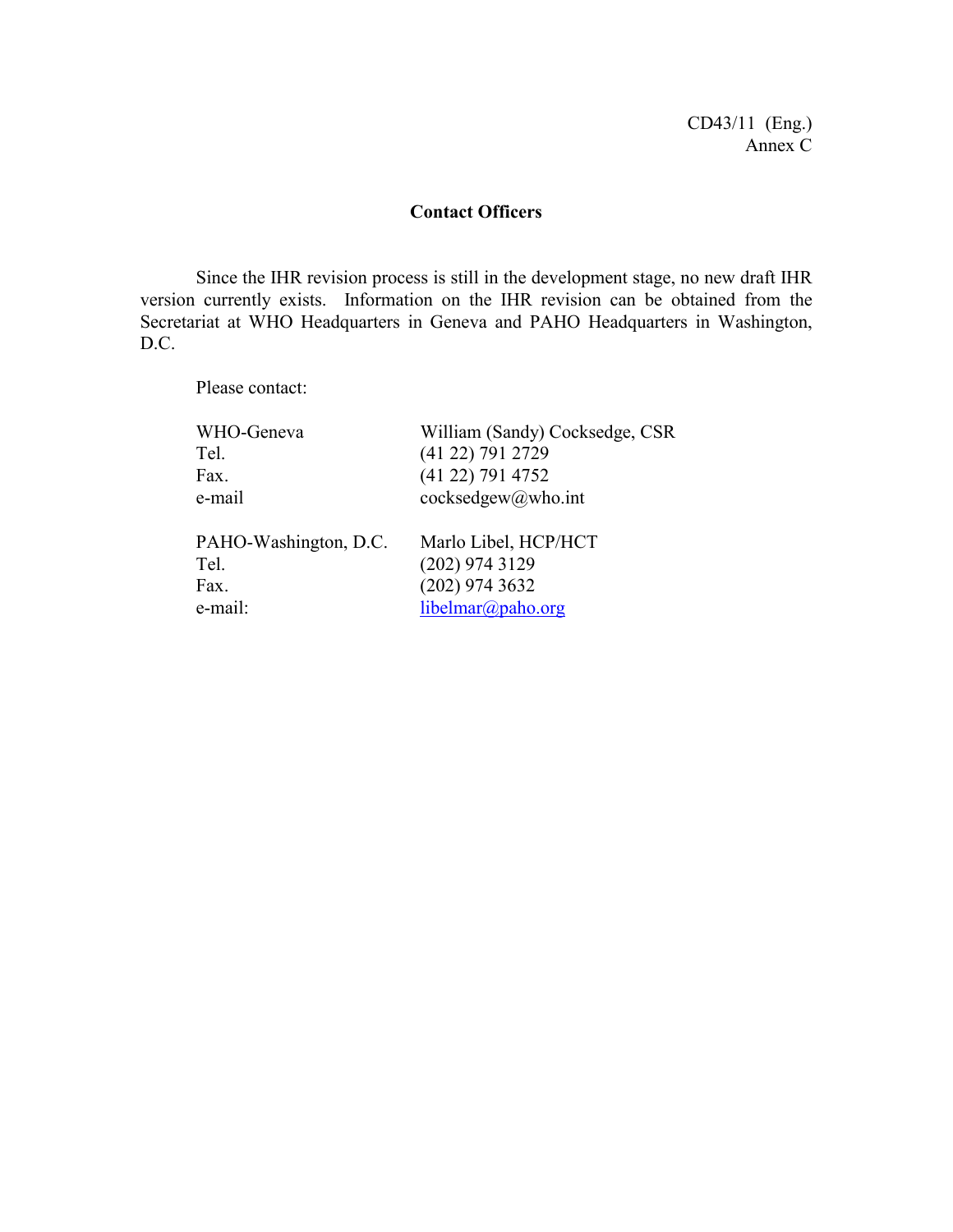CD43/11 (Eng.)
Annex C

## Contact Officers

Since the IHR revision process is still in the development stage, no new draft IHR version currently exists. Information on the IHR revision can be obtained from the Secretariat at WHO Headquarters in Geneva and PAHO Headquarters in Washington, D.C.

Please contact:

| | |
|---|---|
| WHO-Geneva | William (Sandy) Cocksedge, CSR |
| Tel. | (41 22) 791 2729 |
| Fax. | (41 22) 791 4752 |
| e-mail | cocksedgew@who.int |
| | |
| PAHO-Washington, D.C. | Marlo Libel, HCP/HCT |
| Tel. | (202) 974 3129 |
| Fax. | (202) 974 3632 |
| e-mail: | libelmar@paho.org |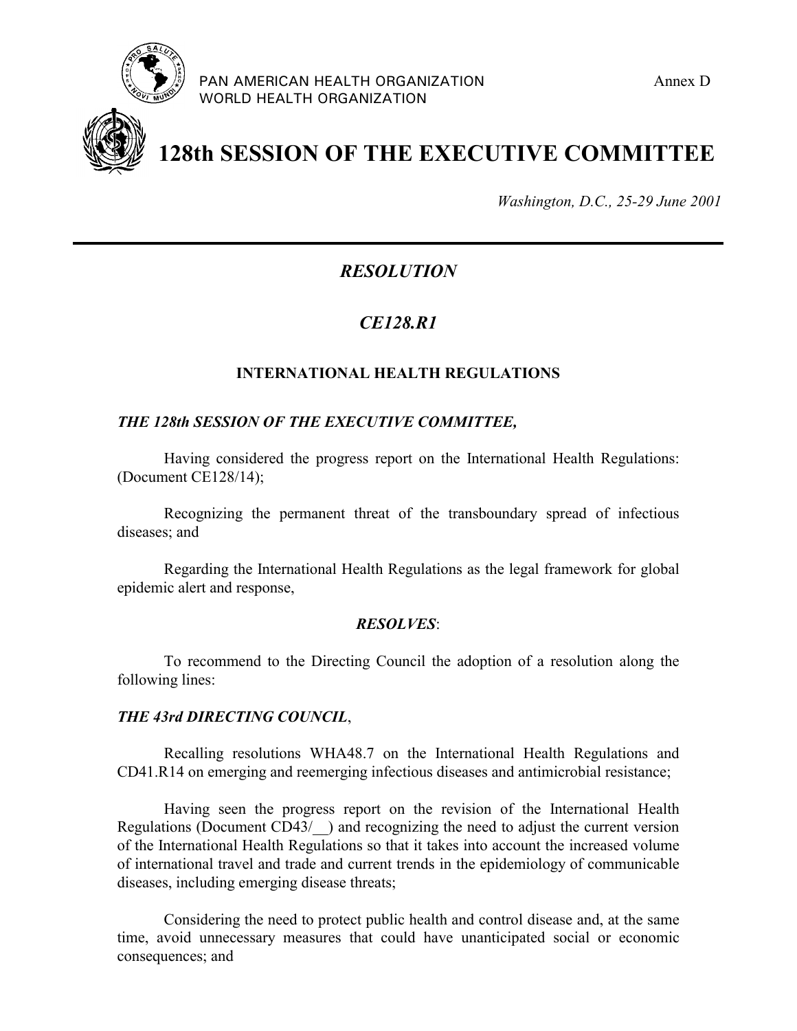PAN AMERICAN HEALTH ORGANIZATION
WORLD HEALTH ORGANIZATION

Annex D

# 128th SESSION OF THE EXECUTIVE COMMITTEE

*Washington, D.C., 25-29 June 2001*

---

## *RESOLUTION*

## *CE128.R1*

### INTERNATIONAL HEALTH REGULATIONS

***THE 128th SESSION OF THE EXECUTIVE COMMITTEE,***

Having considered the progress report on the International Health Regulations: (Document CE128/14);

Recognizing the permanent threat of the transboundary spread of infectious diseases; and

Regarding the International Health Regulations as the legal framework for global epidemic alert and response,

***RESOLVES***:

To recommend to the Directing Council the adoption of a resolution along the following lines:

***THE 43rd DIRECTING COUNCIL***,

Recalling resolutions WHA48.7 on the International Health Regulations and CD41.R14 on emerging and reemerging infectious diseases and antimicrobial resistance;

Having seen the progress report on the revision of the International Health Regulations (Document CD43/__) and recognizing the need to adjust the current version of the International Health Regulations so that it takes into account the increased volume of international travel and trade and current trends in the epidemiology of communicable diseases, including emerging disease threats;

Considering the need to protect public health and control disease and, at the same time, avoid unnecessary measures that could have unanticipated social or economic consequences; and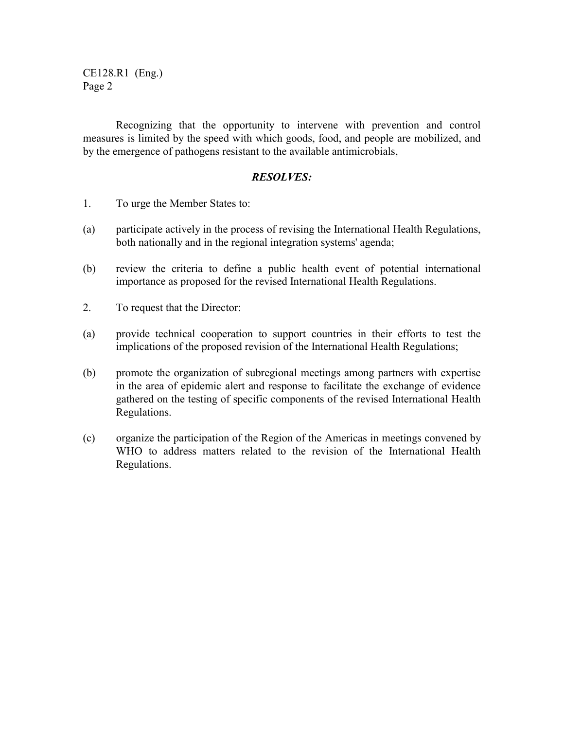Recognizing that the opportunity to intervene with prevention and control measures is limited by the speed with which goods, food, and people are mobilized, and by the emergence of pathogens resistant to the available antimicrobials,

***RESOLVES:***

1. To urge the Member States to:

(a) participate actively in the process of revising the International Health Regulations, both nationally and in the regional integration systems' agenda;

(b) review the criteria to define a public health event of potential international importance as proposed for the revised International Health Regulations.

2. To request that the Director:

(a) provide technical cooperation to support countries in their efforts to test the implications of the proposed revision of the International Health Regulations;

(b) promote the organization of subregional meetings among partners with expertise in the area of epidemic alert and response to facilitate the exchange of evidence gathered on the testing of specific components of the revised International Health Regulations.

(c) organize the participation of the Region of the Americas in meetings convened by WHO to address matters related to the revision of the International Health Regulations.